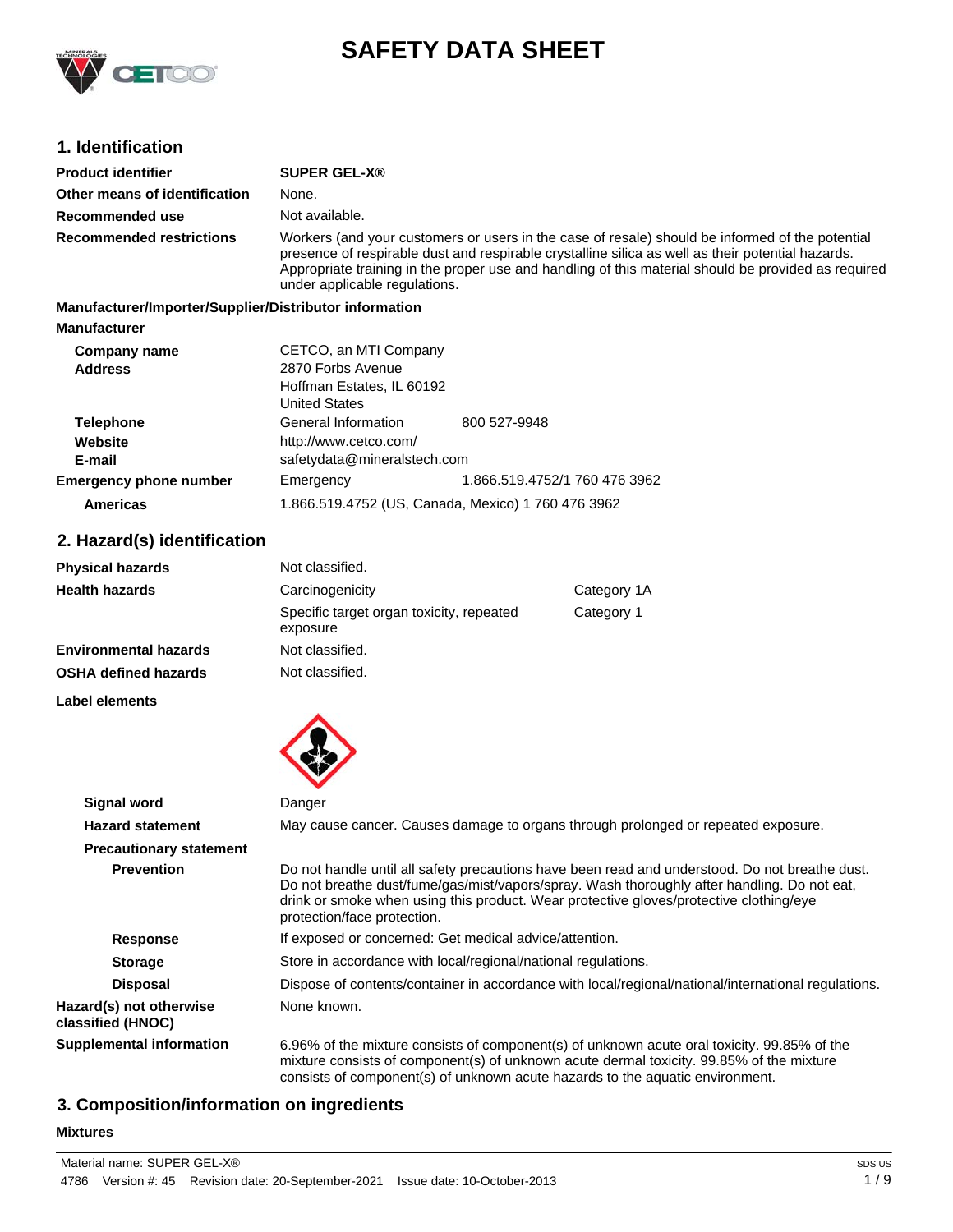# SAFETY DATA SHEET

## 1. Identification

| | |
|---|---|
| **Product identifier** | **SUPER GEL-X®** |
| **Other means of identification** | None. |
| **Recommended use** | Not available. |
| **Recommended restrictions** | Workers (and your customers or users in the case of resale) should be informed of the potential presence of respirable dust and respirable crystalline silica as well as their potential hazards. Appropriate training in the proper use and handling of this material should be provided as required under applicable regulations. |

**Manufacturer/Importer/Supplier/Distributor information**

**Manufacturer**

| | | |
|---|---|---|
| **Company name** | CETCO, an MTI Company | |
| **Address** | 2870 Forbs Avenue<br>Hoffman Estates, IL 60192<br>United States | |
| **Telephone** | General Information | 800 527-9948 |
| **Website** | http://www.cetco.com/ | |
| **E-mail** | safetydata@mineralstech.com | |
| **Emergency phone number** | Emergency | 1.866.519.4752/1 760 476 3962 |
| **Americas** | 1.866.519.4752 (US, Canada, Mexico) 1 760 476 3962 | |

## 2. Hazard(s) identification

| | | |
|---|---|---|
| **Physical hazards** | Not classified. | |
| **Health hazards** | Carcinogenicity | Category 1A |
| | Specific target organ toxicity, repeated exposure | Category 1 |
| **Environmental hazards** | Not classified. | |
| **OSHA defined hazards** | Not classified. | |

**Label elements**

| | |
|---|---|
| **Signal word** | Danger |
| **Hazard statement** | May cause cancer. Causes damage to organs through prolonged or repeated exposure. |

**Precautionary statement**

| | |
|---|---|
| **Prevention** | Do not handle until all safety precautions have been read and understood. Do not breathe dust. Do not breathe dust/fume/gas/mist/vapors/spray. Wash thoroughly after handling. Do not eat, drink or smoke when using this product. Wear protective gloves/protective clothing/eye protection/face protection. |
| **Response** | If exposed or concerned: Get medical advice/attention. |
| **Storage** | Store in accordance with local/regional/national regulations. |
| **Disposal** | Dispose of contents/container in accordance with local/regional/national/international regulations. |
| **Hazard(s) not otherwise classified (HNOC)** | None known. |
| **Supplemental information** | 6.96% of the mixture consists of component(s) of unknown acute oral toxicity. 99.85% of the mixture consists of component(s) of unknown acute dermal toxicity. 99.85% of the mixture consists of component(s) of unknown acute hazards to the aquatic environment. |

## 3. Composition/information on ingredients

**Mixtures**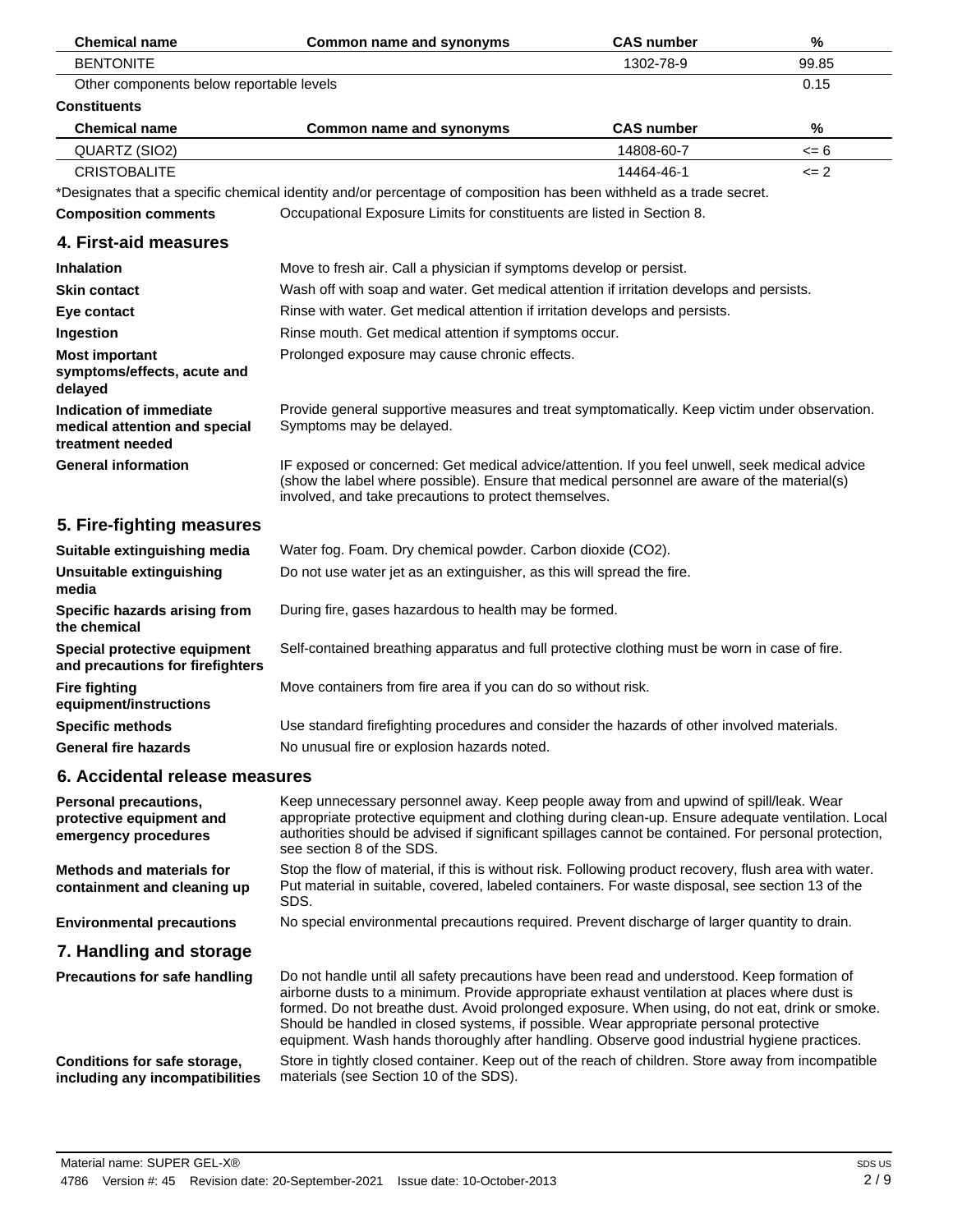| Chemical name | Common name and synonyms | CAS number | % |
|---|---|---|---|
| BENTONITE | | 1302-78-9 | 99.85 |
| Other components below reportable levels | | | 0.15 |

**Constituents**

| Chemical name | Common name and synonyms | CAS number | % |
|---|---|---|---|
| QUARTZ (SIO2) | | 14808-60-7 | <= 6 |
| CRISTOBALITE | | 14464-46-1 | <= 2 |

*Designates that a specific chemical identity and/or percentage of composition has been withheld as a trade secret.

**Composition comments** Occupational Exposure Limits for constituents are listed in Section 8.

## 4. First-aid measures

**Inhalation** Move to fresh air. Call a physician if symptoms develop or persist.

**Skin contact** Wash off with soap and water. Get medical attention if irritation develops and persists.

**Eye contact** Rinse with water. Get medical attention if irritation develops and persists.

**Ingestion** Rinse mouth. Get medical attention if symptoms occur.

**Most important symptoms/effects, acute and delayed** Prolonged exposure may cause chronic effects.

**Indication of immediate medical attention and special treatment needed** Provide general supportive measures and treat symptomatically. Keep victim under observation. Symptoms may be delayed.

**General information** IF exposed or concerned: Get medical advice/attention. If you feel unwell, seek medical advice (show the label where possible). Ensure that medical personnel are aware of the material(s) involved, and take precautions to protect themselves.

## 5. Fire-fighting measures

**Suitable extinguishing media** Water fog. Foam. Dry chemical powder. Carbon dioxide ($CO_2$).

**Unsuitable extinguishing media** Do not use water jet as an extinguisher, as this will spread the fire.

**Specific hazards arising from the chemical** During fire, gases hazardous to health may be formed.

**Special protective equipment and precautions for firefighters** Self-contained breathing apparatus and full protective clothing must be worn in case of fire.

**Fire fighting equipment/instructions** Move containers from fire area if you can do so without risk.

**Specific methods** Use standard firefighting procedures and consider the hazards of other involved materials.

**General fire hazards** No unusual fire or explosion hazards noted.

## 6. Accidental release measures

**Personal precautions, protective equipment and emergency procedures** Keep unnecessary personnel away. Keep people away from and upwind of spill/leak. Wear appropriate protective equipment and clothing during clean-up. Ensure adequate ventilation. Local authorities should be advised if significant spillages cannot be contained. For personal protection, see section 8 of the SDS.

**Methods and materials for containment and cleaning up** Stop the flow of material, if this is without risk. Following product recovery, flush area with water. Put material in suitable, covered, labeled containers. For waste disposal, see section 13 of the SDS.

**Environmental precautions** No special environmental precautions required. Prevent discharge of larger quantity to drain.

## 7. Handling and storage

**Precautions for safe handling** Do not handle until all safety precautions have been read and understood. Keep formation of airborne dusts to a minimum. Provide appropriate exhaust ventilation at places where dust is formed. Do not breathe dust. Avoid prolonged exposure. When using, do not eat, drink or smoke. Should be handled in closed systems, if possible. Wear appropriate personal protective equipment. Wash hands thoroughly after handling. Observe good industrial hygiene practices.

**Conditions for safe storage, including any incompatibilities** Store in tightly closed container. Keep out of the reach of children. Store away from incompatible materials (see Section 10 of the SDS).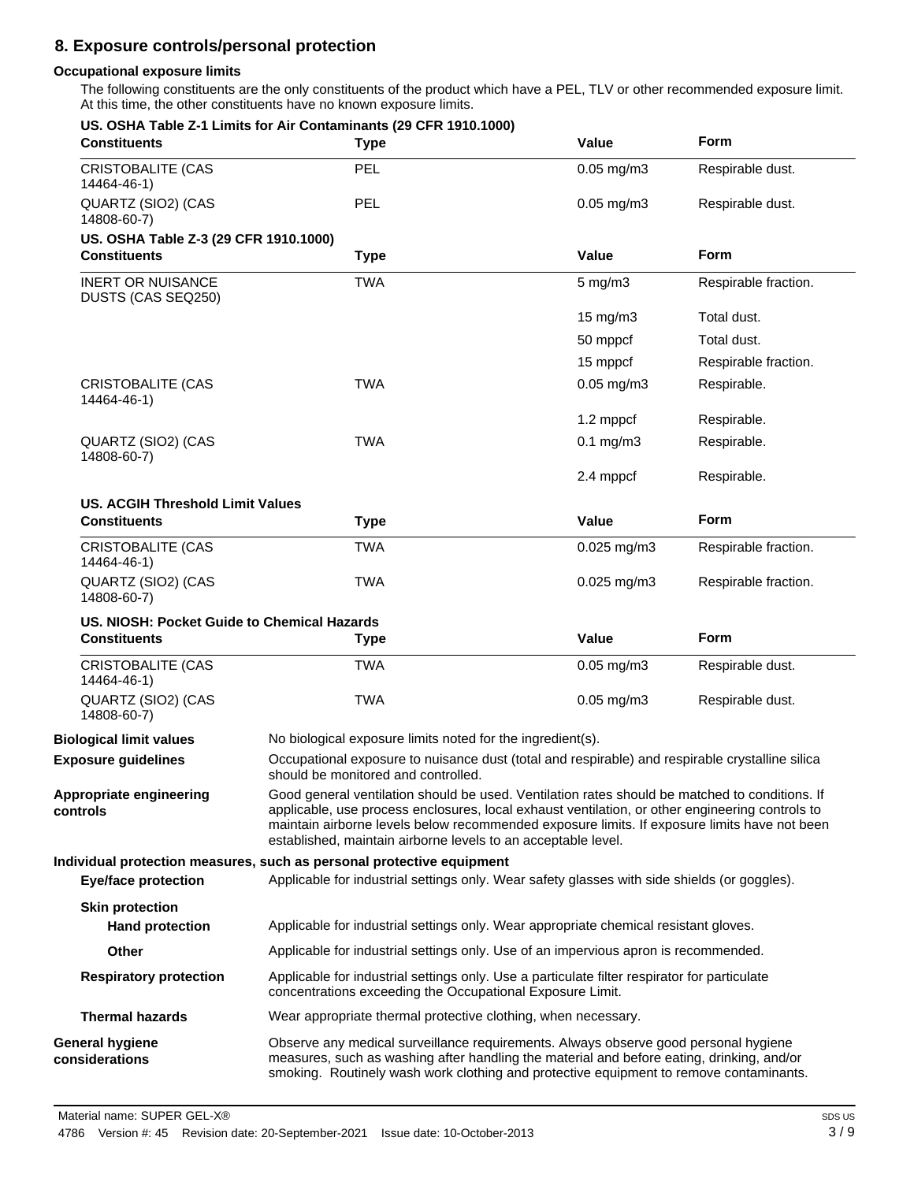## 8. Exposure controls/personal protection

### Occupational exposure limits

The following constituents are the only constituents of the product which have a PEL, TLV or other recommended exposure limit. At this time, the other constituents have no known exposure limits.

**US. OSHA Table Z-1 Limits for Air Contaminants (29 CFR 1910.1000)**

| Constituents | Type | Value | Form |
|---|---|---|---|
| CRISTOBALITE (CAS 14464-46-1) | PEL | 0.05 mg/m3 | Respirable dust. |
| QUARTZ (SIO2) (CAS 14808-60-7) | PEL | 0.05 mg/m3 | Respirable dust. |

**US. OSHA Table Z-3 (29 CFR 1910.1000)**

| Constituents | Type | Value | Form |
|---|---|---|---|
| INERT OR NUISANCE DUSTS (CAS SEQ250) | TWA | 5 mg/m3 | Respirable fraction. |
| | | 15 mg/m3 | Total dust. |
| | | 50 mppcf | Total dust. |
| | | 15 mppcf | Respirable fraction. |
| CRISTOBALITE (CAS 14464-46-1) | TWA | 0.05 mg/m3 | Respirable. |
| | | 1.2 mppcf | Respirable. |
| QUARTZ (SIO2) (CAS 14808-60-7) | TWA | 0.1 mg/m3 | Respirable. |
| | | 2.4 mppcf | Respirable. |

**US. ACGIH Threshold Limit Values**

| Constituents | Type | Value | Form |
|---|---|---|---|
| CRISTOBALITE (CAS 14464-46-1) | TWA | 0.025 mg/m3 | Respirable fraction. |
| QUARTZ (SIO2) (CAS 14808-60-7) | TWA | 0.025 mg/m3 | Respirable fraction. |

**US. NIOSH: Pocket Guide to Chemical Hazards**

| Constituents | Type | Value | Form |
|---|---|---|---|
| CRISTOBALITE (CAS 14464-46-1) | TWA | 0.05 mg/m3 | Respirable dust. |
| QUARTZ (SIO2) (CAS 14808-60-7) | TWA | 0.05 mg/m3 | Respirable dust. |

**Biological limit values**
No biological exposure limits noted for the ingredient(s).

**Exposure guidelines**
Occupational exposure to nuisance dust (total and respirable) and respirable crystalline silica should be monitored and controlled.

**Appropriate engineering controls**
Good general ventilation should be used. Ventilation rates should be matched to conditions. If applicable, use process enclosures, local exhaust ventilation, or other engineering controls to maintain airborne levels below recommended exposure limits. If exposure limits have not been established, maintain airborne levels to an acceptable level.

### Individual protection measures, such as personal protective equipment

**Eye/face protection**
Applicable for industrial settings only. Wear safety glasses with side shields (or goggles).

**Skin protection**

**Hand protection**
Applicable for industrial settings only. Wear appropriate chemical resistant gloves.

**Other**
Applicable for industrial settings only. Use of an impervious apron is recommended.

**Respiratory protection**
Applicable for industrial settings only. Use a particulate filter respirator for particulate concentrations exceeding the Occupational Exposure Limit.

**Thermal hazards**
Wear appropriate thermal protective clothing, when necessary.

**General hygiene considerations**
Observe any medical surveillance requirements. Always observe good personal hygiene measures, such as washing after handling the material and before eating, drinking, and/or smoking. Routinely wash work clothing and protective equipment to remove contaminants.

Material name: SUPER GEL-X®
4786 Version #: 45 Revision date: 20-September-2021 Issue date: 10-October-2013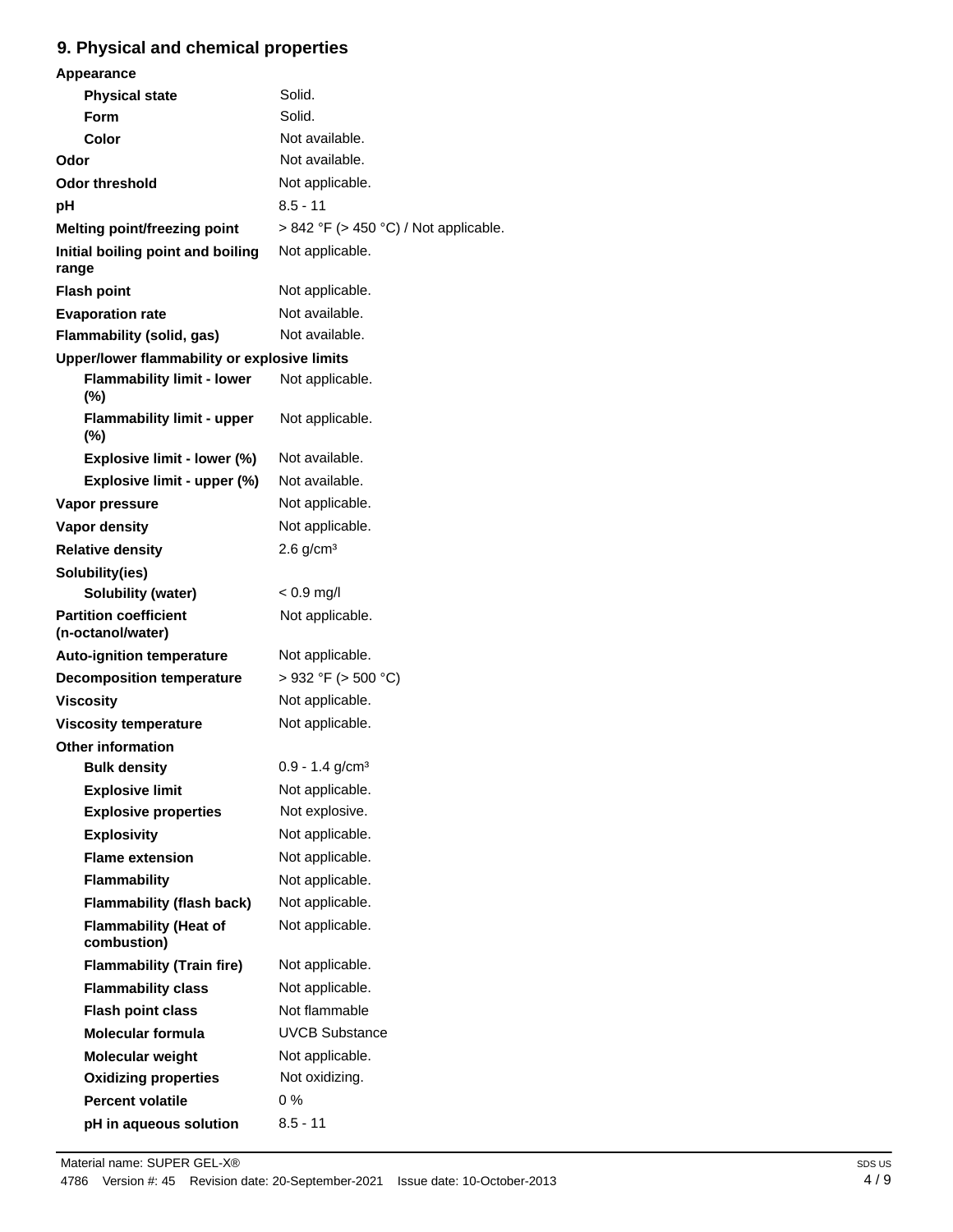## 9. Physical and chemical properties

| | |
|---|---|
| **Appearance** | |
| **Physical state** | Solid. |
| **Form** | Solid. |
| **Color** | Not available. |
| **Odor** | Not available. |
| **Odor threshold** | Not applicable. |
| **pH** | 8.5 - 11 |
| **Melting point/freezing point** | > 842 °F (> 450 °C) / Not applicable. |
| **Initial boiling point and boiling range** | Not applicable. |
| **Flash point** | Not applicable. |
| **Evaporation rate** | Not available. |
| **Flammability (solid, gas)** | Not available. |
| **Upper/lower flammability or explosive limits** | |
| **Flammability limit - lower (%)** | Not applicable. |
| **Flammability limit - upper (%)** | Not applicable. |
| **Explosive limit - lower (%)** | Not available. |
| **Explosive limit - upper (%)** | Not available. |
| **Vapor pressure** | Not applicable. |
| **Vapor density** | Not applicable. |
| **Relative density** | 2.6 g/cm³ |
| **Solubility(ies)** | |
| **Solubility (water)** | < 0.9 mg/l |
| **Partition coefficient (n-octanol/water)** | Not applicable. |
| **Auto-ignition temperature** | Not applicable. |
| **Decomposition temperature** | > 932 °F (> 500 °C) |
| **Viscosity** | Not applicable. |
| **Viscosity temperature** | Not applicable. |
| **Other information** | |
| **Bulk density** | 0.9 - 1.4 g/cm³ |
| **Explosive limit** | Not applicable. |
| **Explosive properties** | Not explosive. |
| **Explosivity** | Not applicable. |
| **Flame extension** | Not applicable. |
| **Flammability** | Not applicable. |
| **Flammability (flash back)** | Not applicable. |
| **Flammability (Heat of combustion)** | Not applicable. |
| **Flammability (Train fire)** | Not applicable. |
| **Flammability class** | Not applicable. |
| **Flash point class** | Not flammable |
| **Molecular formula** | UVCB Substance |
| **Molecular weight** | Not applicable. |
| **Oxidizing properties** | Not oxidizing. |
| **Percent volatile** | 0 % |
| **pH in aqueous solution** | 8.5 - 11 |

Material name: SUPER GEL-X®

4786 Version #: 45 Revision date: 20-September-2021 Issue date: 10-October-2013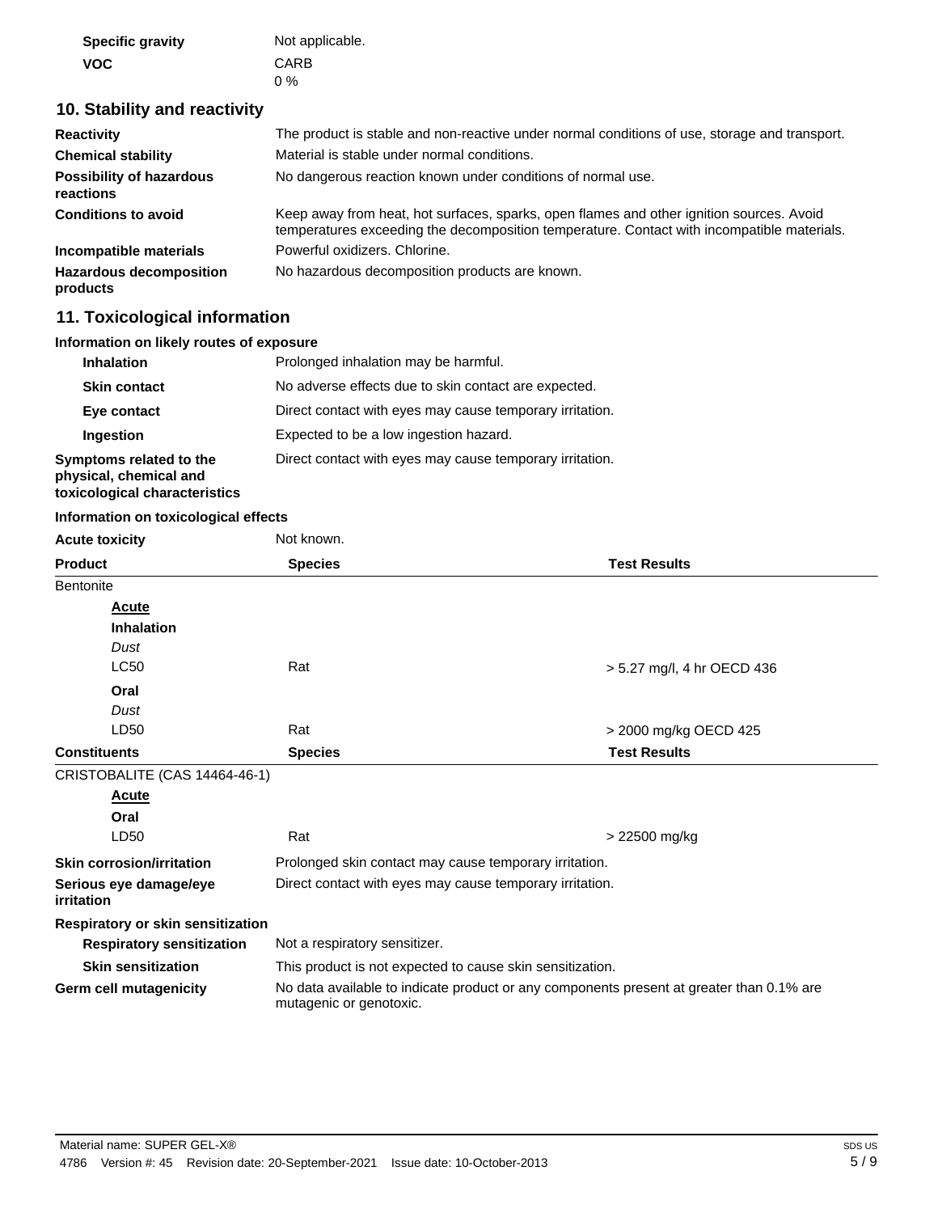| | |
|---|---|
| **Specific gravity** | Not applicable. |
| **VOC** | CARB<br>0 % |

## 10. Stability and reactivity

| | |
|---|---|
| **Reactivity** | The product is stable and non-reactive under normal conditions of use, storage and transport. |
| **Chemical stability** | Material is stable under normal conditions. |
| **Possibility of hazardous reactions** | No dangerous reaction known under conditions of normal use. |
| **Conditions to avoid** | Keep away from heat, hot surfaces, sparks, open flames and other ignition sources. Avoid temperatures exceeding the decomposition temperature. Contact with incompatible materials. |
| **Incompatible materials** | Powerful oxidizers. Chlorine. |
| **Hazardous decomposition products** | No hazardous decomposition products are known. |

## 11. Toxicological information

**Information on likely routes of exposure**

| | |
|---|---|
| **Inhalation** | Prolonged inhalation may be harmful. |
| **Skin contact** | No adverse effects due to skin contact are expected. |
| **Eye contact** | Direct contact with eyes may cause temporary irritation. |
| **Ingestion** | Expected to be a low ingestion hazard. |
| **Symptoms related to the physical, chemical and toxicological characteristics** | Direct contact with eyes may cause temporary irritation. |

**Information on toxicological effects**

**Acute toxicity** Not known.

| Product | Species | Test Results |
|---|---|---|
| Bentonite | | |
| <u>**Acute**</u> | | |
| **Inhalation** | | |
| *Dust* | | |
| LC50 | Rat | > 5.27 mg/l, 4 hr OECD 436 |
| **Oral** | | |
| *Dust* | | |
| LD50 | Rat | > 2000 mg/kg OECD 425 |
| **Constituents** | **Species** | **Test Results** |
| CRISTOBALITE (CAS 14464-46-1) | | |
| <u>**Acute**</u> | | |
| **Oral** | | |
| LD50 | Rat | > 22500 mg/kg |

| | |
|---|---|
| **Skin corrosion/irritation** | Prolonged skin contact may cause temporary irritation. |
| **Serious eye damage/eye irritation** | Direct contact with eyes may cause temporary irritation. |

**Respiratory or skin sensitization**

| | |
|---|---|
| **Respiratory sensitization** | Not a respiratory sensitizer. |
| **Skin sensitization** | This product is not expected to cause skin sensitization. |
| **Germ cell mutagenicity** | No data available to indicate product or any components present at greater than 0.1% are mutagenic or genotoxic. |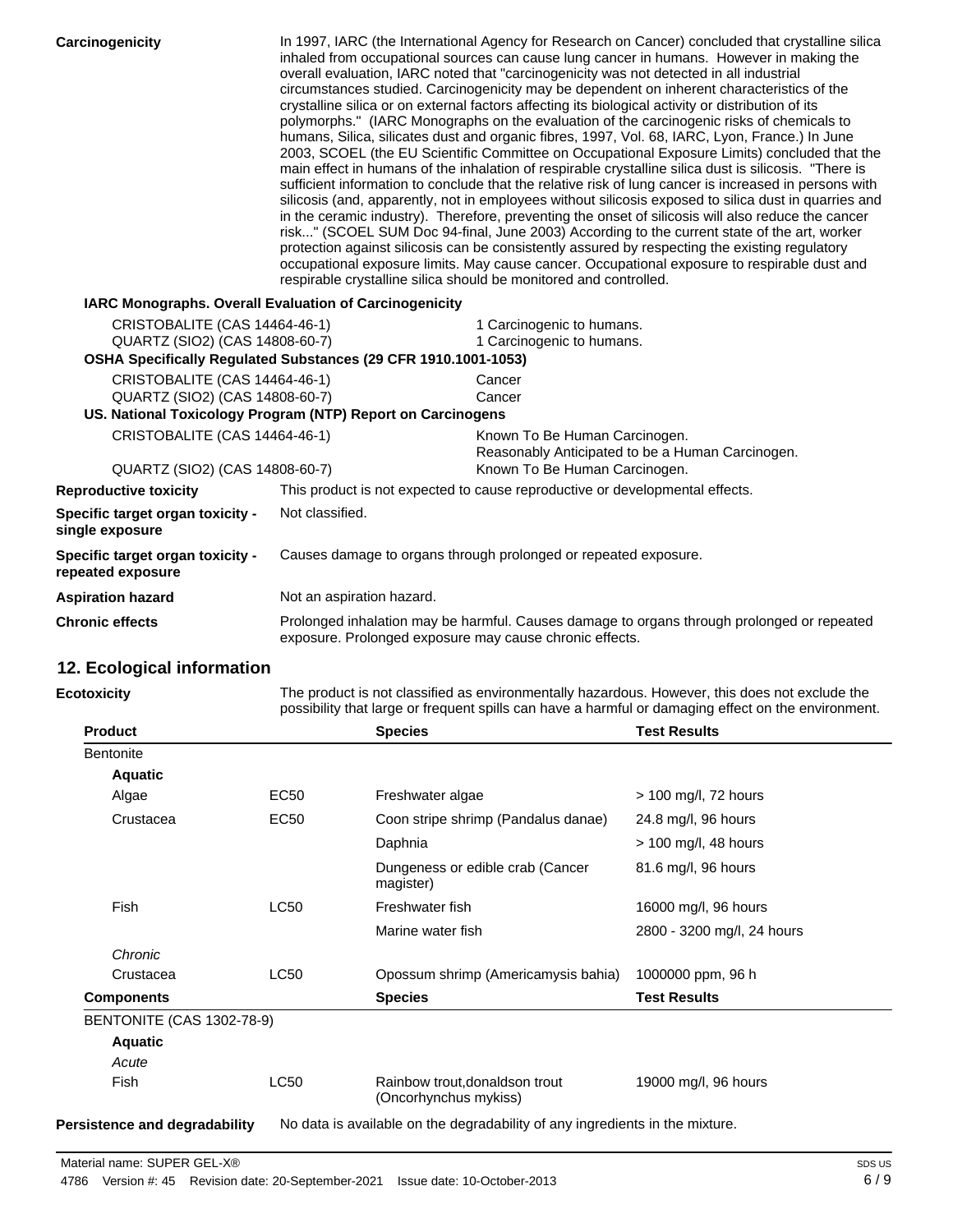**Carcinogenicity**

In 1997, IARC (the International Agency for Research on Cancer) concluded that crystalline silica inhaled from occupational sources can cause lung cancer in humans. However in making the overall evaluation, IARC noted that "carcinogenicity was not detected in all industrial circumstances studied. Carcinogenicity may be dependent on inherent characteristics of the crystalline silica or on external factors affecting its biological activity or distribution of its polymorphs." (IARC Monographs on the evaluation of the carcinogenic risks of chemicals to humans, Silica, silicates dust and organic fibres, 1997, Vol. 68, IARC, Lyon, France.) In June 2003, SCOEL (the EU Scientific Committee on Occupational Exposure Limits) concluded that the main effect in humans of the inhalation of respirable crystalline silica dust is silicosis. "There is sufficient information to conclude that the relative risk of lung cancer is increased in persons with silicosis (and, apparently, not in employees without silicosis exposed to silica dust in quarries and in the ceramic industry). Therefore, preventing the onset of silicosis will also reduce the cancer risk..." (SCOEL SUM Doc 94-final, June 2003) According to the current state of the art, worker protection against silicosis can be consistently assured by respecting the existing regulatory occupational exposure limits. May cause cancer. Occupational exposure to respirable dust and respirable crystalline silica should be monitored and controlled.

**IARC Monographs. Overall Evaluation of Carcinogenicity**

| | |
|---|---|
| CRISTOBALITE (CAS 14464-46-1) | 1 Carcinogenic to humans. |
| QUARTZ (SIO2) (CAS 14808-60-7) | 1 Carcinogenic to humans. |

**OSHA Specifically Regulated Substances (29 CFR 1910.1001-1053)**

| | |
|---|---|
| CRISTOBALITE (CAS 14464-46-1) | Cancer |
| QUARTZ (SIO2) (CAS 14808-60-7) | Cancer |

**US. National Toxicology Program (NTP) Report on Carcinogens**

| | |
|---|---|
| CRISTOBALITE (CAS 14464-46-1) | Known To Be Human Carcinogen. Reasonably Anticipated to be a Human Carcinogen. |
| QUARTZ (SIO2) (CAS 14808-60-7) | Known To Be Human Carcinogen. |

**Reproductive toxicity** This product is not expected to cause reproductive or developmental effects.

**Specific target organ toxicity - single exposure** Not classified.

**Specific target organ toxicity - repeated exposure** Causes damage to organs through prolonged or repeated exposure.

**Aspiration hazard** Not an aspiration hazard.

**Chronic effects** Prolonged inhalation may be harmful. Causes damage to organs through prolonged or repeated exposure. Prolonged exposure may cause chronic effects.

## 12. Ecological information

**Ecotoxicity** The product is not classified as environmentally hazardous. However, this does not exclude the possibility that large or frequent spills can have a harmful or damaging effect on the environment.

| Product | | Species | Test Results |
|---|---|---|---|
| Bentonite | | | |
| **Aquatic** | | | |
| Algae | EC50 | Freshwater algae | > 100 mg/l, 72 hours |
| Crustacea | EC50 | Coon stripe shrimp (Pandalus danae) | 24.8 mg/l, 96 hours |
| | | Daphnia | > 100 mg/l, 48 hours |
| | | Dungeness or edible crab (Cancer magister) | 81.6 mg/l, 96 hours |
| Fish | LC50 | Freshwater fish | 16000 mg/l, 96 hours |
| | | Marine water fish | 2800 - 3200 mg/l, 24 hours |
| *Chronic* | | | |
| Crustacea | LC50 | Opossum shrimp (Americamysis bahia) | 1000000 ppm, 96 h |
| **Components** | | **Species** | **Test Results** |
| BENTONITE (CAS 1302-78-9) | | | |
| **Aquatic** | | | |
| *Acute* | | | |
| Fish | LC50 | Rainbow trout,donaldson trout (Oncorhynchus mykiss) | 19000 mg/l, 96 hours |

**Persistence and degradability** No data is available on the degradability of any ingredients in the mixture.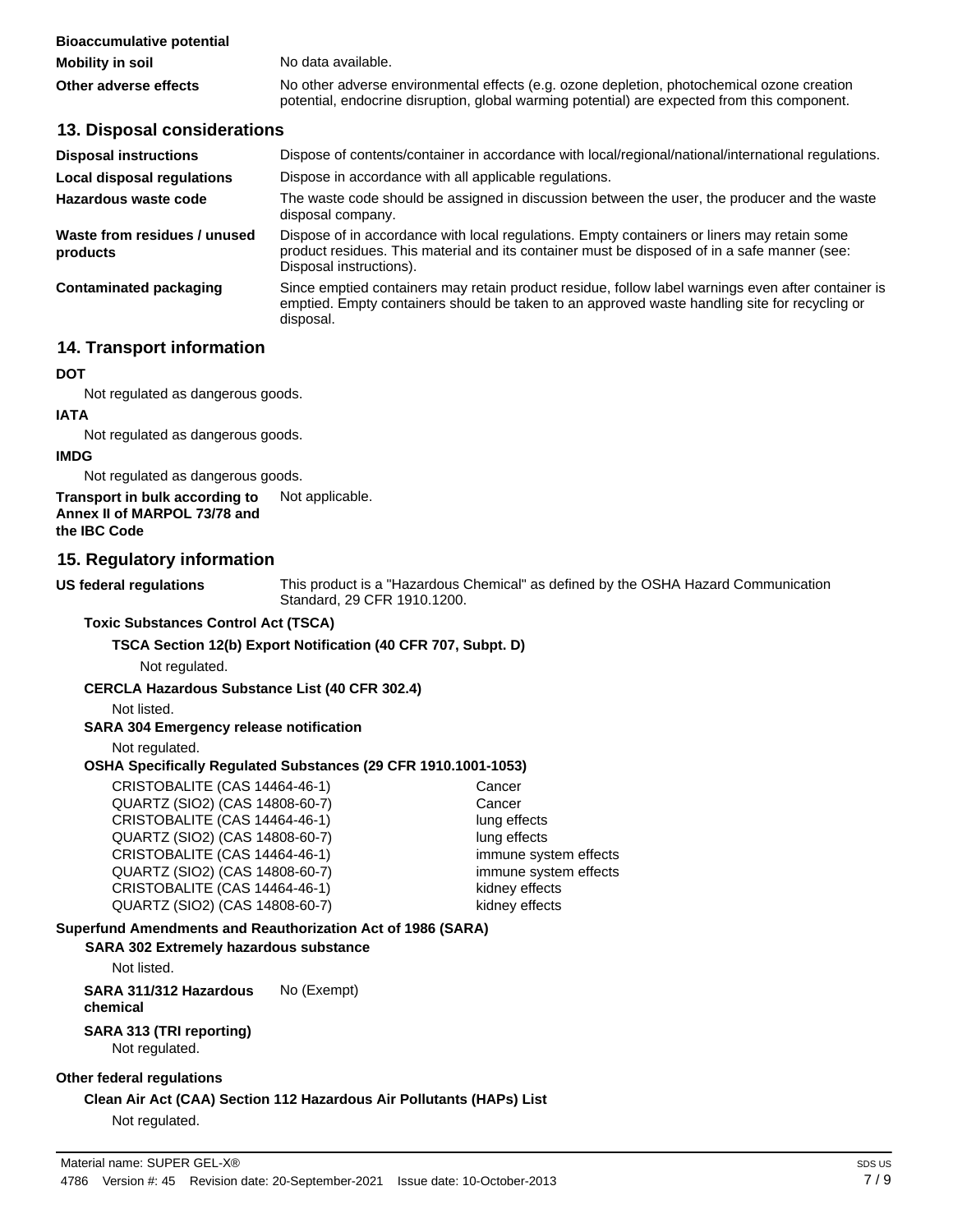**Bioaccumulative potential**

**Mobility in soil** No data available.

**Other adverse effects** No other adverse environmental effects (e.g. ozone depletion, photochemical ozone creation potential, endocrine disruption, global warming potential) are expected from this component.

## 13. Disposal considerations

**Disposal instructions** Dispose of contents/container in accordance with local/regional/national/international regulations.

**Local disposal regulations** Dispose in accordance with all applicable regulations.

**Hazardous waste code** The waste code should be assigned in discussion between the user, the producer and the waste disposal company.

**Waste from residues / unused products** Dispose of in accordance with local regulations. Empty containers or liners may retain some product residues. This material and its container must be disposed of in a safe manner (see: Disposal instructions).

**Contaminated packaging** Since emptied containers may retain product residue, follow label warnings even after container is emptied. Empty containers should be taken to an approved waste handling site for recycling or disposal.

## 14. Transport information

**DOT**

Not regulated as dangerous goods.

**IATA**

Not regulated as dangerous goods.

**IMDG**

Not regulated as dangerous goods.

**Transport in bulk according to Annex II of MARPOL 73/78 and the IBC Code** Not applicable.

## 15. Regulatory information

**US federal regulations** This product is a "Hazardous Chemical" as defined by the OSHA Hazard Communication Standard, 29 CFR 1910.1200.

**Toxic Substances Control Act (TSCA)**

**TSCA Section 12(b) Export Notification (40 CFR 707, Subpt. D)**

Not regulated.

**CERCLA Hazardous Substance List (40 CFR 302.4)**

Not listed.

**SARA 304 Emergency release notification**

Not regulated.

**OSHA Specifically Regulated Substances (29 CFR 1910.1001-1053)**

| | |
|---|---|
| CRISTOBALITE (CAS 14464-46-1) | Cancer |
| QUARTZ (SIO2) (CAS 14808-60-7) | Cancer |
| CRISTOBALITE (CAS 14464-46-1) | lung effects |
| QUARTZ (SIO2) (CAS 14808-60-7) | lung effects |
| CRISTOBALITE (CAS 14464-46-1) | immune system effects |
| QUARTZ (SIO2) (CAS 14808-60-7) | immune system effects |
| CRISTOBALITE (CAS 14464-46-1) | kidney effects |
| QUARTZ (SIO2) (CAS 14808-60-7) | kidney effects |

**Superfund Amendments and Reauthorization Act of 1986 (SARA)**

**SARA 302 Extremely hazardous substance**

Not listed.

**SARA 311/312 Hazardous chemical** No (Exempt)

**SARA 313 (TRI reporting)**

Not regulated.

**Other federal regulations**

**Clean Air Act (CAA) Section 112 Hazardous Air Pollutants (HAPs) List**

Not regulated.

Material name: SUPER GEL-X®

4786 Version #: 45 Revision date: 20-September-2021 Issue date: 10-October-2013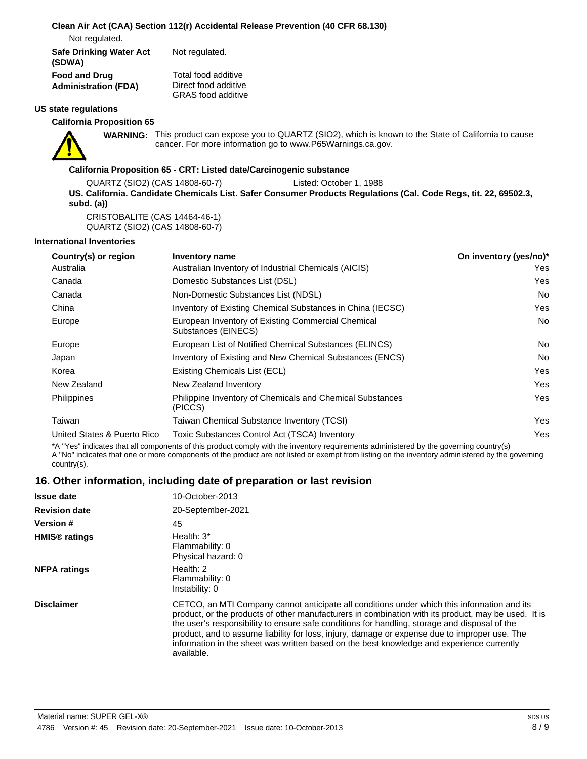**Clean Air Act (CAA) Section 112(r) Accidental Release Prevention (40 CFR 68.130)**

Not regulated.

| | |
|---|---|
| **Safe Drinking Water Act (SDWA)** | Not regulated. |
| **Food and Drug Administration (FDA)** | Total food additive<br>Direct food additive<br>GRAS food additive |

**US state regulations**

**California Proposition 65**

**WARNING:** This product can expose you to QUARTZ (SIO2), which is known to the State of California to cause cancer. For more information go to www.P65Warnings.ca.gov.

**California Proposition 65 - CRT: Listed date/Carcinogenic substance**

QUARTZ (SIO2) (CAS 14808-60-7) Listed: October 1, 1988

**US. California. Candidate Chemicals List. Safer Consumer Products Regulations (Cal. Code Regs, tit. 22, 69502.3, subd. (a))**

CRISTOBALITE (CAS 14464-46-1)
QUARTZ (SIO2) (CAS 14808-60-7)

**International Inventories**

| Country(s) or region | Inventory name | On inventory (yes/no)* |
|---|---|---|
| Australia | Australian Inventory of Industrial Chemicals (AICIS) | Yes |
| Canada | Domestic Substances List (DSL) | Yes |
| Canada | Non-Domestic Substances List (NDSL) | No |
| China | Inventory of Existing Chemical Substances in China (IECSC) | Yes |
| Europe | European Inventory of Existing Commercial Chemical Substances (EINECS) | No |
| Europe | European List of Notified Chemical Substances (ELINCS) | No |
| Japan | Inventory of Existing and New Chemical Substances (ENCS) | No |
| Korea | Existing Chemicals List (ECL) | Yes |
| New Zealand | New Zealand Inventory | Yes |
| Philippines | Philippine Inventory of Chemicals and Chemical Substances (PICCS) | Yes |
| Taiwan | Taiwan Chemical Substance Inventory (TCSI) | Yes |
| United States & Puerto Rico | Toxic Substances Control Act (TSCA) Inventory | Yes |

*A "Yes" indicates that all components of this product comply with the inventory requirements administered by the governing country(s)
A "No" indicates that one or more components of the product are not listed or exempt from listing on the inventory administered by the governing country(s).

## 16. Other information, including date of preparation or last revision

| | |
|---|---|
| **Issue date** | 10-October-2013 |
| **Revision date** | 20-September-2021 |
| **Version #** | 45 |
| **HMIS® ratings** | Health: 3*<br>Flammability: 0<br>Physical hazard: 0 |
| **NFPA ratings** | Health: 2<br>Flammability: 0<br>Instability: 0 |
| **Disclaimer** | CETCO, an MTI Company cannot anticipate all conditions under which this information and its product, or the products of other manufacturers in combination with its product, may be used. It is the user's responsibility to ensure safe conditions for handling, storage and disposal of the product, and to assume liability for loss, injury, damage or expense due to improper use. The information in the sheet was written based on the best knowledge and experience currently available. |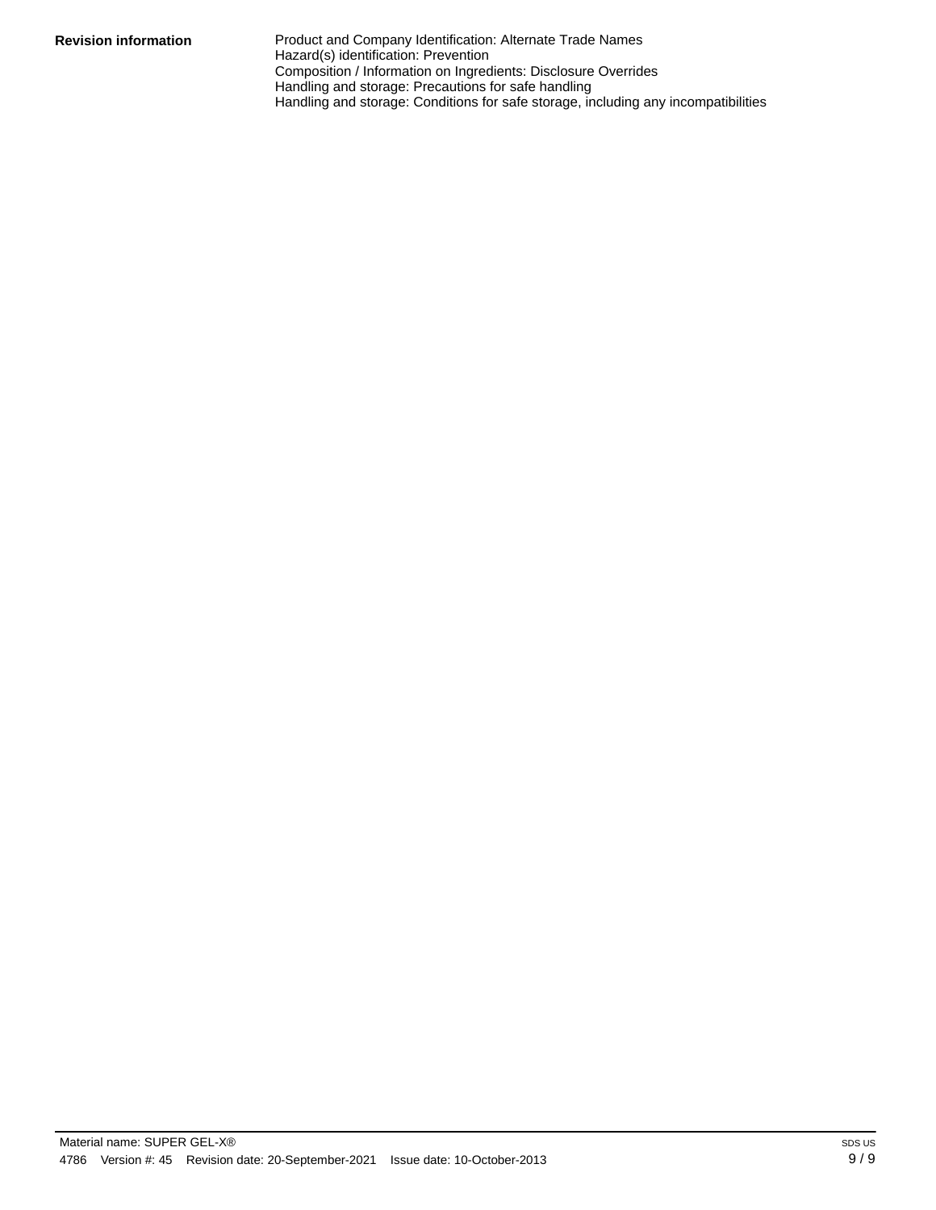**Revision information**

Product and Company Identification: Alternate Trade Names
Hazard(s) identification: Prevention
Composition / Information on Ingredients: Disclosure Overrides
Handling and storage: Precautions for safe handling
Handling and storage: Conditions for safe storage, including any incompatibilities